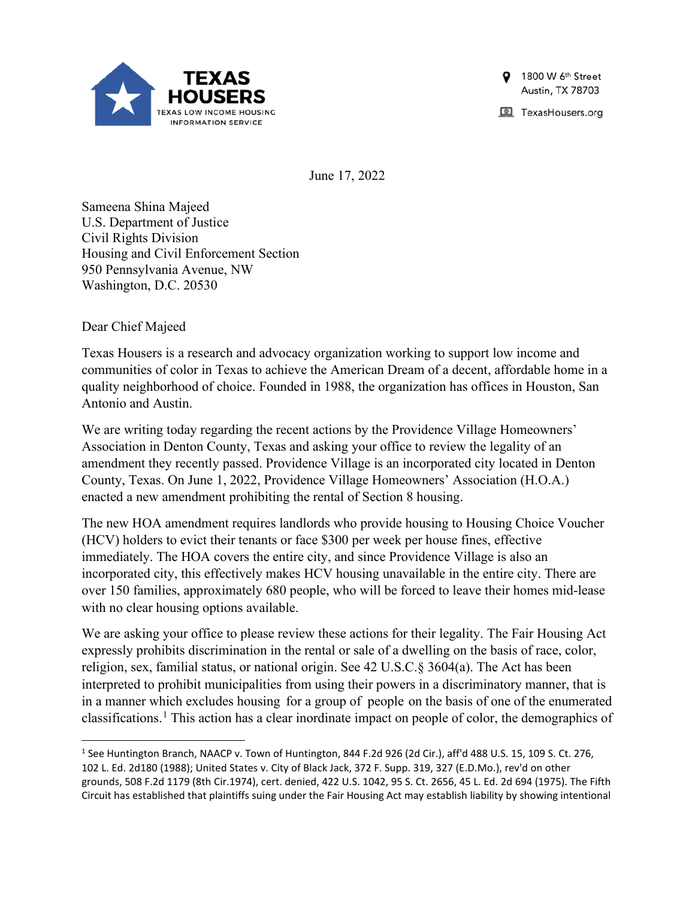**TEXAS HOUSERS**
TEXAS LOW INCOME HOUSING INFORMATION SERVICE

1800 W 6th Street
Austin, TX 78703

TexasHousers.org

June 17, 2022

Sameena Shina Majeed
U.S. Department of Justice
Civil Rights Division
Housing and Civil Enforcement Section
950 Pennsylvania Avenue, NW
Washington, D.C. 20530

Dear Chief Majeed

Texas Housers is a research and advocacy organization working to support low income and communities of color in Texas to achieve the American Dream of a decent, affordable home in a quality neighborhood of choice. Founded in 1988, the organization has offices in Houston, San Antonio and Austin.

We are writing today regarding the recent actions by the Providence Village Homeowners' Association in Denton County, Texas and asking your office to review the legality of an amendment they recently passed. Providence Village is an incorporated city located in Denton County, Texas. On June 1, 2022, Providence Village Homeowners' Association (H.O.A.) enacted a new amendment prohibiting the rental of Section 8 housing.

The new HOA amendment requires landlords who provide housing to Housing Choice Voucher (HCV) holders to evict their tenants or face $300 per week per house fines, effective immediately. The HOA covers the entire city, and since Providence Village is also an incorporated city, this effectively makes HCV housing unavailable in the entire city. There are over 150 families, approximately 680 people, who will be forced to leave their homes mid-lease with no clear housing options available.

We are asking your office to please review these actions for their legality. The Fair Housing Act expressly prohibits discrimination in the rental or sale of a dwelling on the basis of race, color, religion, sex, familial status, or national origin. See 42 U.S.C.§ 3604(a). The Act has been interpreted to prohibit municipalities from using their powers in a discriminatory manner, that is in a manner which excludes housing for a group of people on the basis of one of the enumerated classifications.[1] This action has a clear inordinate impact on people of color, the demographics of

[1] See Huntington Branch, NAACP v. Town of Huntington, 844 F.2d 926 (2d Cir.), aff'd 488 U.S. 15, 109 S. Ct. 276, 102 L. Ed. 2d180 (1988); United States v. City of Black Jack, 372 F. Supp. 319, 327 (E.D.Mo.), rev'd on other grounds, 508 F.2d 1179 (8th Cir.1974), cert. denied, 422 U.S. 1042, 95 S. Ct. 2656, 45 L. Ed. 2d 694 (1975). The Fifth Circuit has established that plaintiffs suing under the Fair Housing Act may establish liability by showing intentional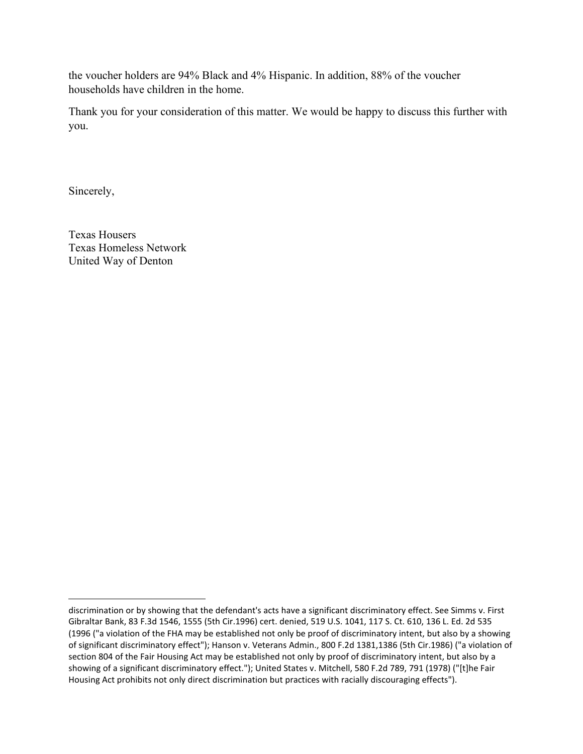the voucher holders are 94% Black and 4% Hispanic. In addition, 88% of the voucher households have children in the home.

Thank you for your consideration of this matter. We would be happy to discuss this further with you.

Sincerely,

Texas Housers
Texas Homeless Network
United Way of Denton

---

discrimination or by showing that the defendant's acts have a significant discriminatory effect. See Simms v. First Gibraltar Bank, 83 F.3d 1546, 1555 (5th Cir.1996) cert. denied, 519 U.S. 1041, 117 S. Ct. 610, 136 L. Ed. 2d 535 (1996 ("a violation of the FHA may be established not only be proof of discriminatory intent, but also by a showing of significant discriminatory effect"); Hanson v. Veterans Admin., 800 F.2d 1381,1386 (5th Cir.1986) ("a violation of section 804 of the Fair Housing Act may be established not only by proof of discriminatory intent, but also by a showing of a significant discriminatory effect."); United States v. Mitchell, 580 F.2d 789, 791 (1978) ("[t]he Fair Housing Act prohibits not only direct discrimination but practices with racially discouraging effects").